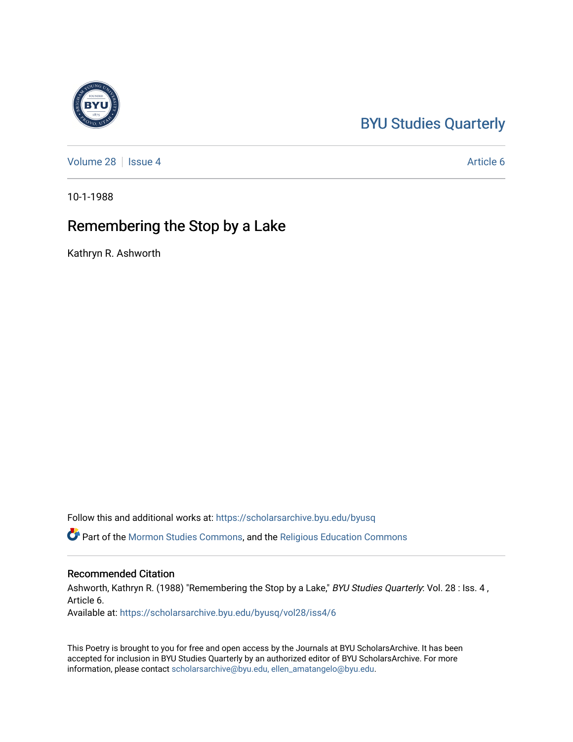BYU Studies Quarterly

Volume 28 | Issue 4 | Article 6

10-1-1988

# Remembering the Stop by a Lake

Kathryn R. Ashworth

Follow this and additional works at: https://scholarsarchive.byu.edu/byusq

Part of the Mormon Studies Commons, and the Religious Education Commons

## Recommended Citation

Ashworth, Kathryn R. (1988) "Remembering the Stop by a Lake," *BYU Studies Quarterly*: Vol. 28 : Iss. 4 , Article 6.

Available at: https://scholarsarchive.byu.edu/byusq/vol28/iss4/6

This Poetry is brought to you for free and open access by the Journals at BYU ScholarsArchive. It has been accepted for inclusion in BYU Studies Quarterly by an authorized editor of BYU ScholarsArchive. For more information, please contact scholarsarchive@byu.edu, ellen_amatangelo@byu.edu.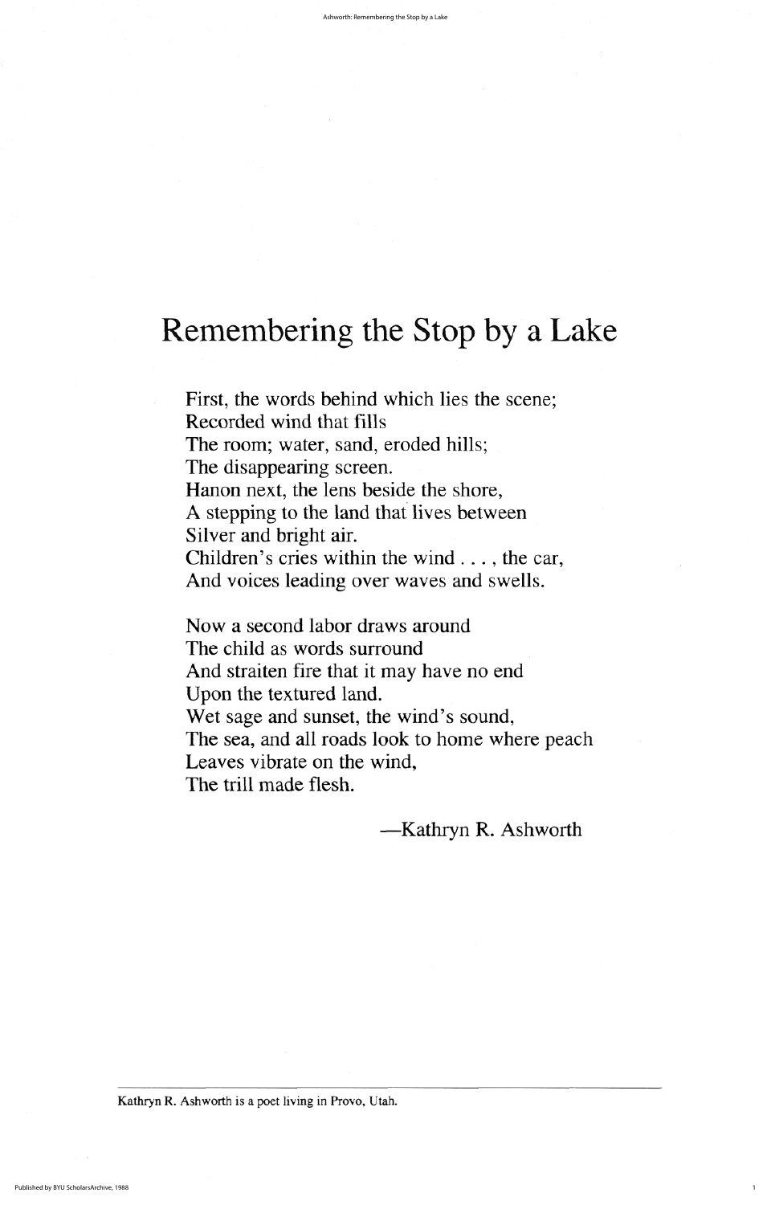# Remembering the Stop by a Lake

First, the words behind which lies the scene;  
Recorded wind that fills  
The room; water, sand, eroded hills;  
The disappearing screen.  
Hanon next, the lens beside the shore,  
A stepping to the land that lives between  
Silver and bright air.  
Children's cries within the wind . . . , the car,  
And voices leading over waves and swells.

Now a second labor draws around  
The child as words surround  
And straiten fire that it may have no end  
Upon the textured land.  
Wet sage and sunset, the wind's sound,  
The sea, and all roads look to home where peach  
Leaves vibrate on the wind,  
The trill made flesh.

—Kathryn R. Ashworth

---

Kathryn R. Ashworth is a poet living in Provo, Utah.